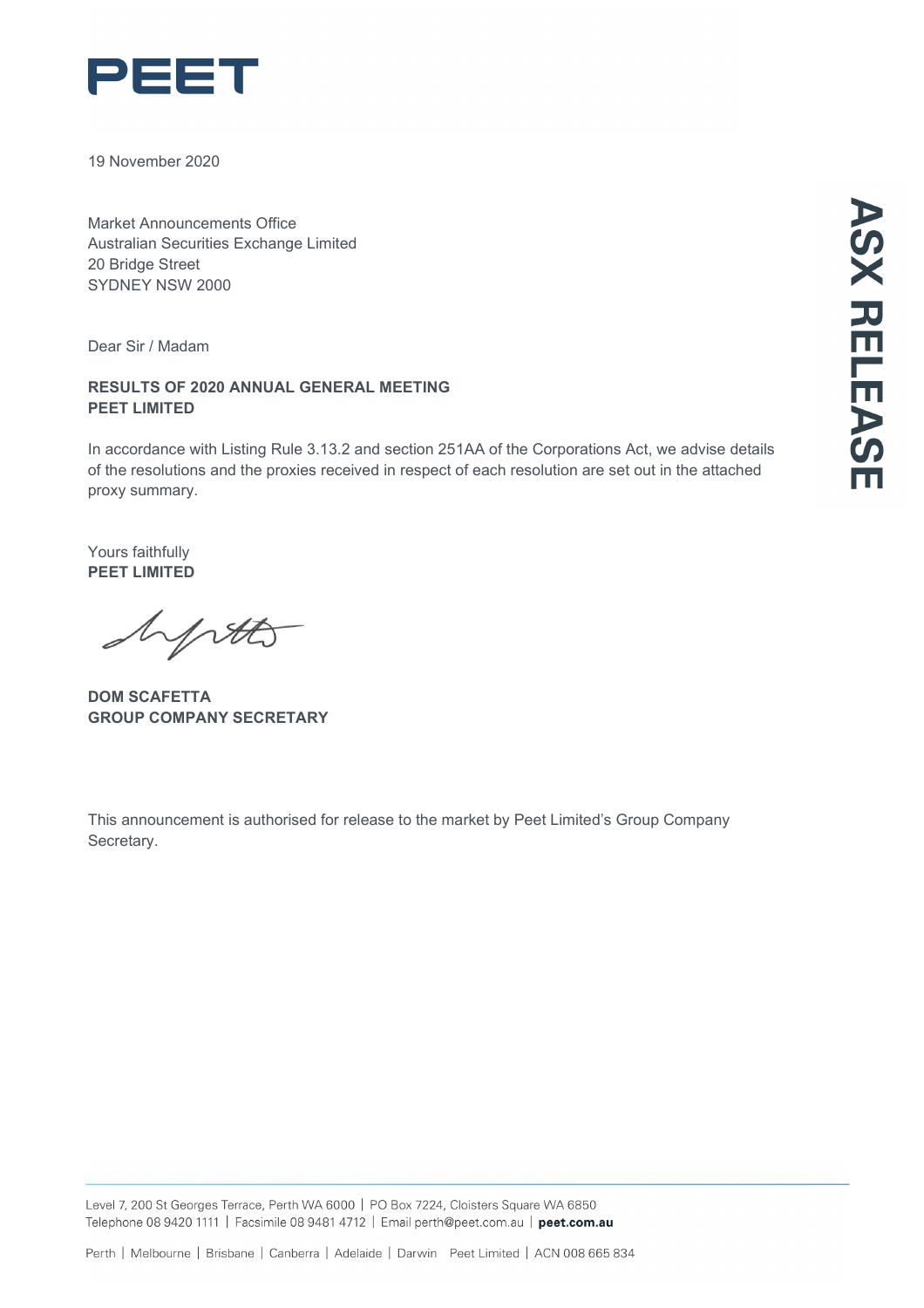PEET

19 November 2020

Market Announcements Office
Australian Securities Exchange Limited
20 Bridge Street
SYDNEY NSW 2000

ASX RELEASE

Dear Sir / Madam

**RESULTS OF 2020 ANNUAL GENERAL MEETING**
**PEET LIMITED**

In accordance with Listing Rule 3.13.2 and section 251AA of the Corporations Act, we advise details of the resolutions and the proxies received in respect of each resolution are set out in the attached proxy summary.

Yours faithfully
**PEET LIMITED**

**DOM SCAFETTA**
**GROUP COMPANY SECRETARY**

This announcement is authorised for release to the market by Peet Limited's Group Company Secretary.

Level 7, 200 St Georges Terrace, Perth WA 6000 | PO Box 7224, Cloisters Square WA 6850
Telephone 08 9420 1111 | Facsimile 08 9481 4712 | Email perth@peet.com.au | **peet.com.au**

Perth | Melbourne | Brisbane | Canberra | Adelaide | Darwin Peet Limited | ACN 008 665 834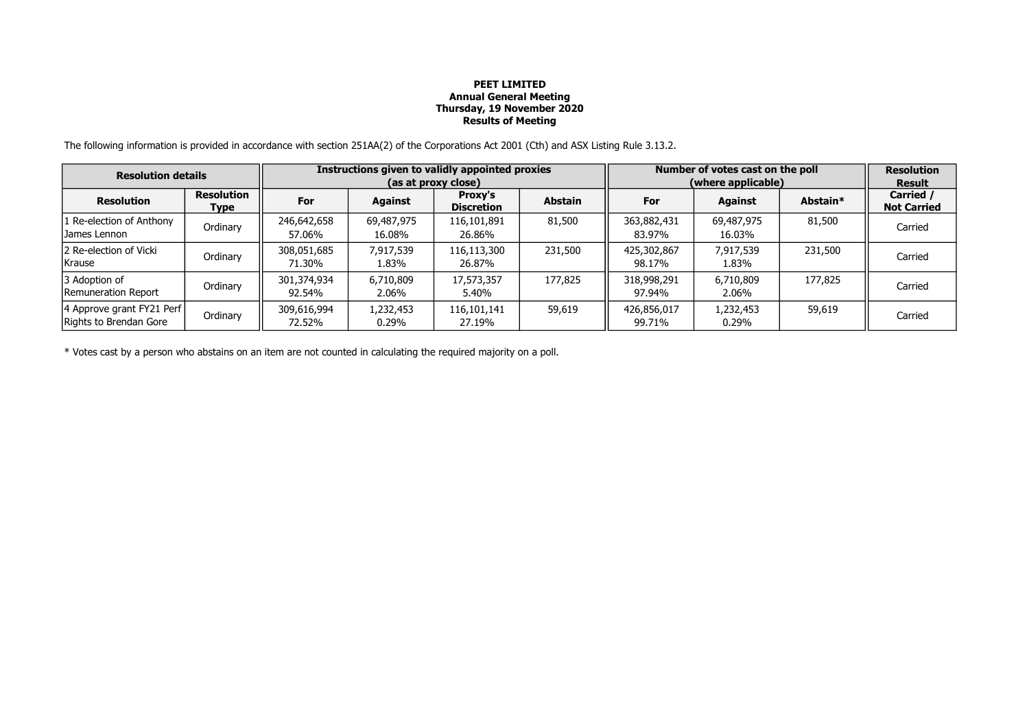**PEET LIMITED**
**Annual General Meeting**
**Thursday, 19 November 2020**
**Results of Meeting**

The following information is provided in accordance with section 251AA(2) of the Corporations Act 2001 (Cth) and ASX Listing Rule 3.13.2.

| Resolution details | | Instructions given to validly appointed proxies (as at proxy close) | | | | Number of votes cast on the poll (where applicable) | | | Resolution Result |
|---|---|---|---|---|---|---|---|---|---|
| **Resolution** | **Resolution Type** | **For** | **Against** | **Proxy's Discretion** | **Abstain** | **For** | **Against** | **Abstain*** | **Carried / Not Carried** |
| 1 Re-election of Anthony James Lennon | Ordinary | 246,642,658 57.06% | 69,487,975 16.08% | 116,101,891 26.86% | 81,500 | 363,882,431 83.97% | 69,487,975 16.03% | 81,500 | Carried |
| 2 Re-election of Vicki Krause | Ordinary | 308,051,685 71.30% | 7,917,539 1.83% | 116,113,300 26.87% | 231,500 | 425,302,867 98.17% | 7,917,539 1.83% | 231,500 | Carried |
| 3 Adoption of Remuneration Report | Ordinary | 301,374,934 92.54% | 6,710,809 2.06% | 17,573,357 5.40% | 177,825 | 318,998,291 97.94% | 6,710,809 2.06% | 177,825 | Carried |
| 4 Approve grant FY21 Perf Rights to Brendan Gore | Ordinary | 309,616,994 72.52% | 1,232,453 0.29% | 116,101,141 27.19% | 59,619 | 426,856,017 99.71% | 1,232,453 0.29% | 59,619 | Carried |

* Votes cast by a person who abstains on an item are not counted in calculating the required majority on a poll.